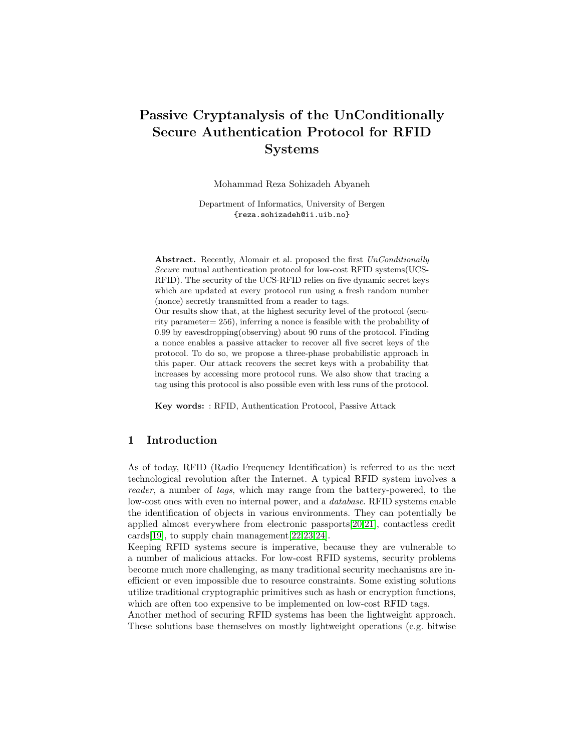# Passive Cryptanalysis of the UnConditionally Secure Authentication Protocol for RFID Systems

Mohammad Reza Sohizadeh Abyaneh

Department of Informatics, University of Bergen
{reza.sohizadeh@ii.uib.no}

**Abstract.** Recently, Alomair et al. proposed the first *UnConditionally Secure* mutual authentication protocol for low-cost RFID systems(UCS-RFID). The security of the UCS-RFID relies on five dynamic secret keys which are updated at every protocol run using a fresh random number (nonce) secretly transmitted from a reader to tags.
Our results show that, at the highest security level of the protocol (security parameter= 256), inferring a nonce is feasible with the probability of 0.99 by eavesdropping(observing) about 90 runs of the protocol. Finding a nonce enables a passive attacker to recover all five secret keys of the protocol. To do so, we propose a three-phase probabilistic approach in this paper. Our attack recovers the secret keys with a probability that increases by accessing more protocol runs. We also show that tracing a tag using this protocol is also possible even with less runs of the protocol.

**Key words:** : RFID, Authentication Protocol, Passive Attack

## 1 Introduction

As of today, RFID (Radio Frequency Identification) is referred to as the next technological revolution after the Internet. A typical RFID system involves a *reader*, a number of *tags*, which may range from the battery-powered, to the low-cost ones with even no internal power, and a *database*. RFID systems enable the identification of objects in various environments. They can potentially be applied almost everywhere from electronic passports[20,21], contactless credit cards[19], to supply chain management[22,23,24].
Keeping RFID systems secure is imperative, because they are vulnerable to a number of malicious attacks. For low-cost RFID systems, security problems become much more challenging, as many traditional security mechanisms are inefficient or even impossible due to resource constraints. Some existing solutions utilize traditional cryptographic primitives such as hash or encryption functions, which are often too expensive to be implemented on low-cost RFID tags.
Another method of securing RFID systems has been the lightweight approach. These solutions base themselves on mostly lightweight operations (e.g. bitwise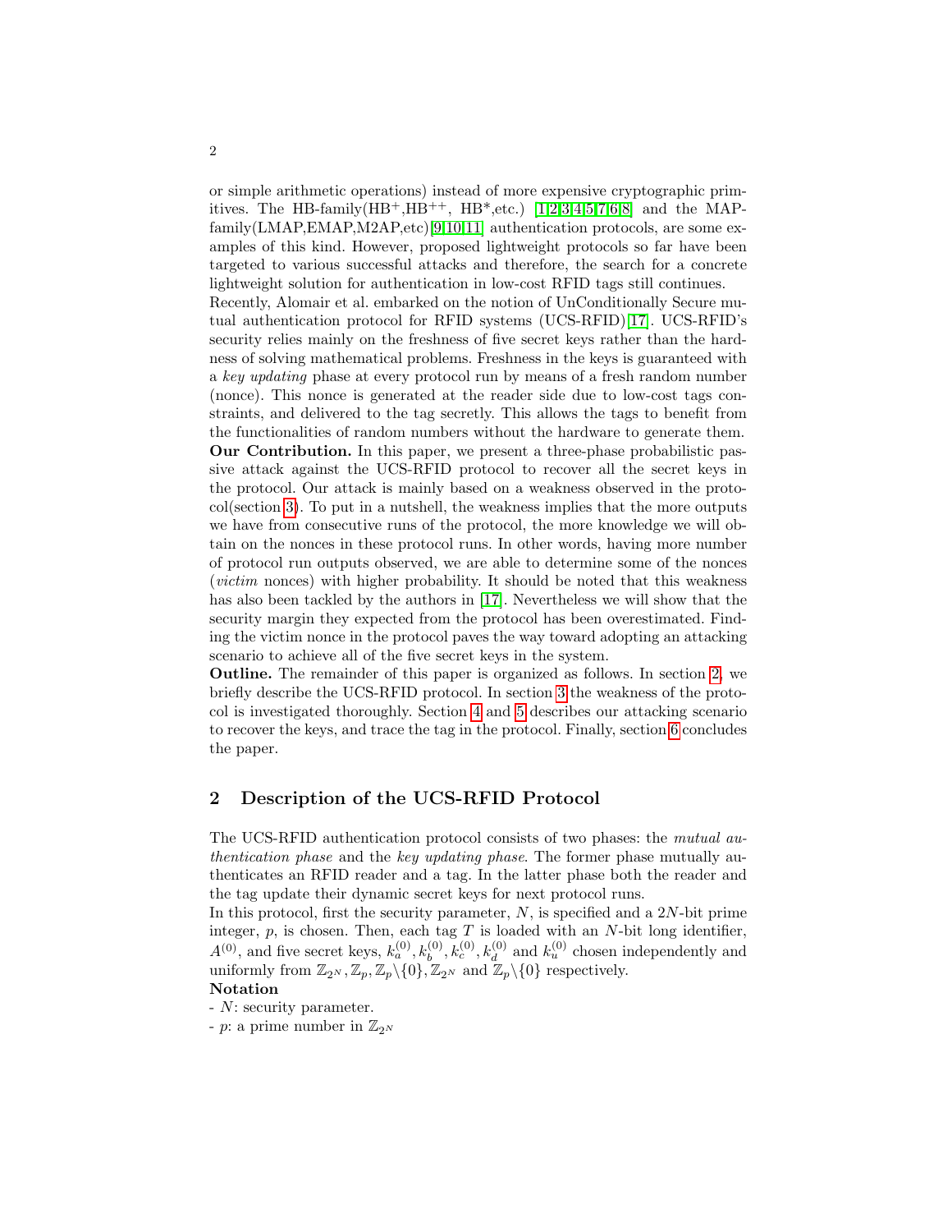or simple arithmetic operations) instead of more expensive cryptographic primitives. The HB-family(HB$^+$,HB$^{++}$, HB*,etc.) [1][2][3][4][5][7][6][8] and the MAP-family(LMAP,EMAP,M2AP,etc)[9][10][11] authentication protocols, are some examples of this kind. However, proposed lightweight protocols so far have been targeted to various successful attacks and therefore, the search for a concrete lightweight solution for authentication in low-cost RFID tags still continues.
Recently, Alomair et al. embarked on the notion of UnConditionally Secure mutual authentication protocol for RFID systems (UCS-RFID)[17]. UCS-RFID's security relies mainly on the freshness of five secret keys rather than the hardness of solving mathematical problems. Freshness in the keys is guaranteed with a *key updating* phase at every protocol run by means of a fresh random number (nonce). This nonce is generated at the reader side due to low-cost tags constraints, and delivered to the tag secretly. This allows the tags to benefit from the functionalities of random numbers without the hardware to generate them.
**Our Contribution.** In this paper, we present a three-phase probabilistic passive attack against the UCS-RFID protocol to recover all the secret keys in the protocol. Our attack is mainly based on a weakness observed in the protocol(section 3). To put in a nutshell, the weakness implies that the more outputs we have from consecutive runs of the protocol, the more knowledge we will obtain on the nonces in these protocol runs. In other words, having more number of protocol run outputs observed, we are able to determine some of the nonces (*victim* nonces) with higher probability. It should be noted that this weakness has also been tackled by the authors in [17]. Nevertheless we will show that the security margin they expected from the protocol has been overestimated. Finding the victim nonce in the protocol paves the way toward adopting an attacking scenario to achieve all of the five secret keys in the system.
**Outline.** The remainder of this paper is organized as follows. In section 2, we briefly describe the UCS-RFID protocol. In section 3 the weakness of the protocol is investigated thoroughly. Section 4 and 5 describes our attacking scenario to recover the keys, and trace the tag in the protocol. Finally, section 6 concludes the paper.

## 2 Description of the UCS-RFID Protocol

The UCS-RFID authentication protocol consists of two phases: the *mutual authentication phase* and the *key updating phase*. The former phase mutually authenticates an RFID reader and a tag. In the latter phase both the reader and the tag update their dynamic secret keys for next protocol runs.
In this protocol, first the security parameter, $N$, is specified and a $2N$-bit prime integer, $p$, is chosen. Then, each tag $T$ is loaded with an $N$-bit long identifier, $A^{(0)}$, and five secret keys, $k_a^{(0)}, k_b^{(0)}, k_c^{(0)}, k_d^{(0)}$ and $k_u^{(0)}$ chosen independently and uniformly from $\mathbb{Z}_{2^N}, \mathbb{Z}_p, \mathbb{Z}_p\backslash\{0\}, \mathbb{Z}_{2^N}$ and $\mathbb{Z}_p\backslash\{0\}$ respectively.
**Notation**
- $N$: security parameter.
- $p$: a prime number in $\mathbb{Z}_{2^N}$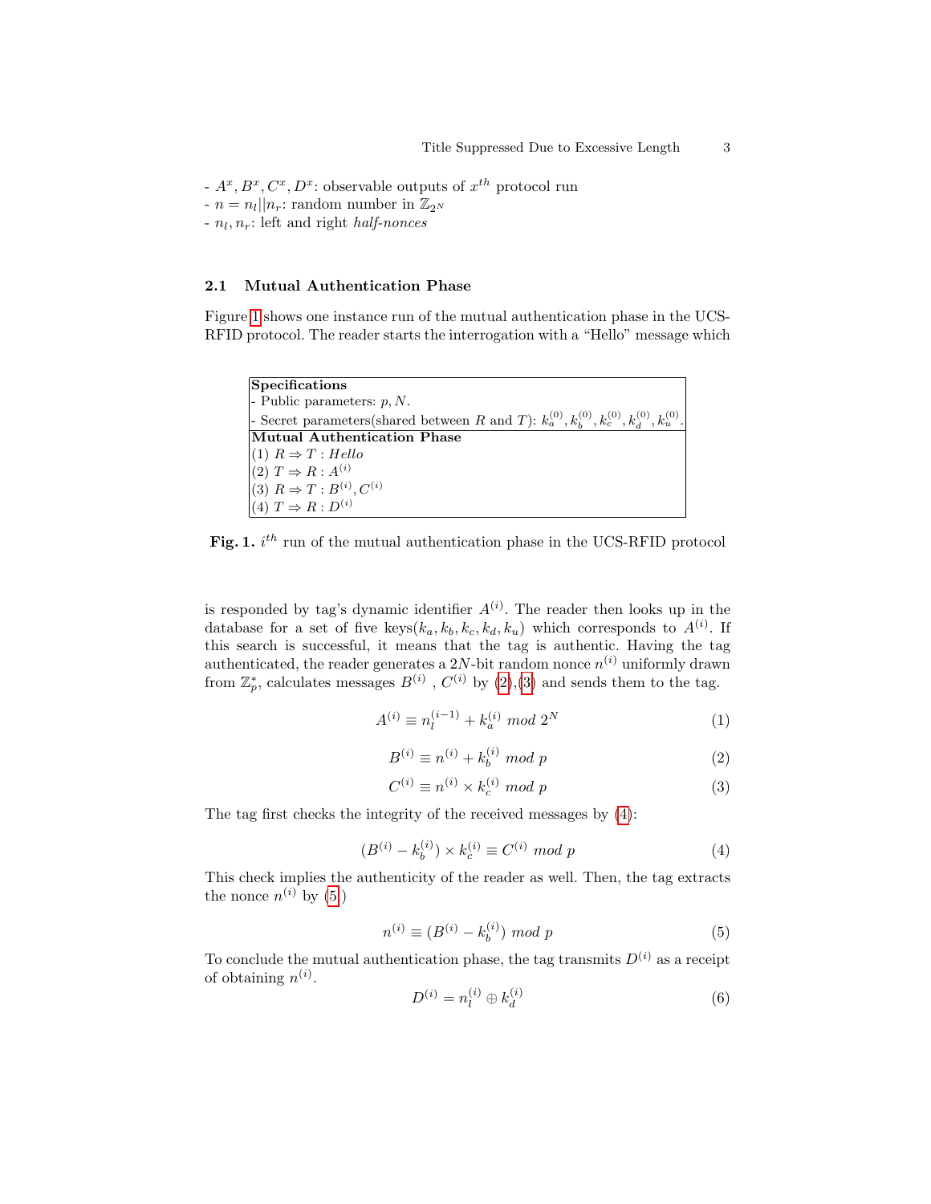- $A^x, B^x, C^x, D^x$: observable outputs of $x^{th}$ protocol run
- $n = n_l || n_r$: random number in $\mathbb{Z}_{2^N}$
- $n_l, n_r$: left and right *half-nonces*

### 2.1 Mutual Authentication Phase

Figure 1 shows one instance run of the mutual authentication phase in the UCS-RFID protocol. The reader starts the interrogation with a "Hello" message which

| **Specifications** |
|---|
| - Public parameters: $p, N$. |
| - Secret parameters(shared between $R$ and $T$): $k_a^{(0)}, k_b^{(0)}, k_c^{(0)}, k_d^{(0)}, k_u^{(0)}$. |
| **Mutual Authentication Phase** |
| (1) $R \Rightarrow T : Hello$ |
| (2) $T \Rightarrow R : A^{(i)}$ |
| (3) $R \Rightarrow T : B^{(i)}, C^{(i)}$ |
| (4) $T \Rightarrow R : D^{(i)}$ |

**Fig. 1.** $i^{th}$ run of the mutual authentication phase in the UCS-RFID protocol

is responded by tag's dynamic identifier $A^{(i)}$. The reader then looks up in the database for a set of five keys($k_a, k_b, k_c, k_d, k_u$) which corresponds to $A^{(i)}$. If this search is successful, it means that the tag is authentic. Having the tag authenticated, the reader generates a $2N$-bit random nonce $n^{(i)}$ uniformly drawn from $\mathbb{Z}_p^*$, calculates messages $B^{(i)}$ , $C^{(i)}$ by (2),(3) and sends them to the tag.

$$A^{(i)} \equiv n_l^{(i-1)} + k_a^{(i)} \ mod \ 2^N \tag{1}$$

$$B^{(i)} \equiv n^{(i)} + k_b^{(i)} \ mod \ p \tag{2}$$

$$C^{(i)} \equiv n^{(i)} \times k_c^{(i)} \ mod \ p \tag{3}$$

The tag first checks the integrity of the received messages by (4):

$$(B^{(i)} - k_b^{(i)}) \times k_c^{(i)} \equiv C^{(i)} \ mod \ p \tag{4}$$

This check implies the authenticity of the reader as well. Then, the tag extracts the nonce $n^{(i)}$ by (5)

$$n^{(i)} \equiv (B^{(i)} - k_b^{(i)}) \ mod \ p \tag{5}$$

To conclude the mutual authentication phase, the tag transmits $D^{(i)}$ as a receipt of obtaining $n^{(i)}$.

$$D^{(i)} = n_l^{(i)} \oplus k_d^{(i)} \tag{6}$$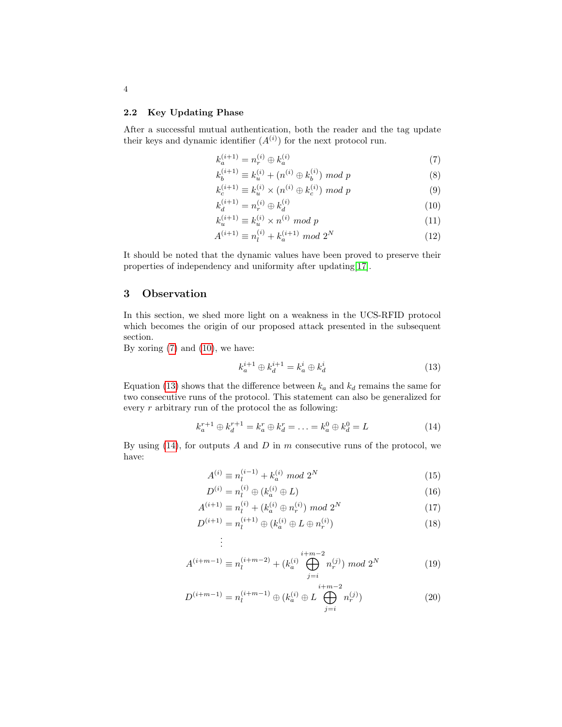### 2.2 Key Updating Phase

After a successful mutual authentication, both the reader and the tag update their keys and dynamic identifier ($A^{(i)}$) for the next protocol run.

$$k_a^{(i+1)} = n_r^{(i)} \oplus k_a^{(i)} \tag{7}$$

$$k_b^{(i+1)} \equiv k_u^{(i)} + (n^{(i)} \oplus k_b^{(i)}) \ mod \ p \tag{8}$$

$$k_c^{(i+1)} \equiv k_u^{(i)} \times (n^{(i)} \oplus k_c^{(i)}) \ mod \ p \tag{9}$$

$$k_d^{(i+1)} = n_r^{(i)} \oplus k_d^{(i)} \tag{10}$$

$$k_u^{(i+1)} \equiv k_u^{(i)} \times n^{(i)} \ mod \ p \tag{11}$$

$$A^{(i+1)} \equiv n_l^{(i)} + k_a^{(i+1)} \ mod \ 2^N \tag{12}$$

It should be noted that the dynamic values have been proved to preserve their properties of independency and uniformity after updating[17].

## 3 Observation

In this section, we shed more light on a weakness in the UCS-RFID protocol which becomes the origin of our proposed attack presented in the subsequent section.

By xoring (7) and (10), we have:

$$k_a^{i+1} \oplus k_d^{i+1} = k_a^i \oplus k_d^i \tag{13}$$

Equation (13) shows that the difference between $k_a$ and $k_d$ remains the same for two consecutive runs of the protocol. This statement can also be generalized for every $r$ arbitrary run of the protocol the as following:

$$k_a^{r+1} \oplus k_d^{r+1} = k_a^r \oplus k_d^r = \ldots = k_a^0 \oplus k_d^0 = L \tag{14}$$

By using (14), for outputs $A$ and $D$ in $m$ consecutive runs of the protocol, we have:

$$A^{(i)} \equiv n_l^{(i-1)} + k_a^{(i)} \ mod \ 2^N \tag{15}$$

$$D^{(i)} = n_l^{(i)} \oplus (k_a^{(i)} \oplus L) \tag{16}$$

$$A^{(i+1)} \equiv n_l^{(i)} + (k_a^{(i)} \oplus n_r^{(i)}) \ mod \ 2^N \tag{17}$$

$$D^{(i+1)} = n_l^{(i+1)} \oplus (k_a^{(i)} \oplus L \oplus n_r^{(i)}) \tag{18}$$

$$\vdots$$

$$A^{(i+m-1)} \equiv n_l^{(i+m-2)} + (k_a^{(i)} \bigoplus_{j=i}^{i+m-2} n_r^{(j)}) \ mod \ 2^N \tag{19}$$

$$D^{(i+m-1)} = n_l^{(i+m-1)} \oplus (k_a^{(i)} \oplus L \bigoplus_{j=i}^{i+m-2} n_r^{(j)}) \tag{20}$$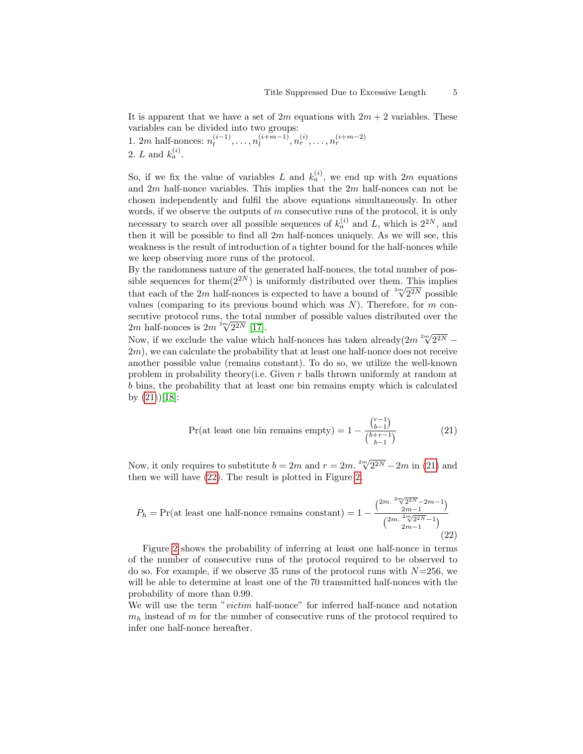It is apparent that we have a set of $2m$ equations with $2m + 2$ variables. These variables can be divided into two groups:
1. $2m$ half-nonces: $n_l^{(i-1)}, \ldots, n_l^{(i+m-1)}, n_r^{(i)}, \ldots, n_r^{(i+m-2)}$
2. $L$ and $k_a^{(i)}$.

So, if we fix the value of variables $L$ and $k_a^{(i)}$, we end up with $2m$ equations and $2m$ half-nonce variables. This implies that the $2m$ half-nonces can not be chosen independently and fulfil the above equations simultaneously. In other words, if we observe the outputs of $m$ consecutive runs of the protocol, it is only necessary to search over all possible sequences of $k_a^{(i)}$ and $L$, which is $2^{2N}$, and then it will be possible to find all $2m$ half-nonces uniquely. As we will see, this weakness is the result of introduction of a tighter bound for the half-nonces while we keep observing more runs of the protocol.
By the randomness nature of the generated half-nonces, the total number of possible sequences for them($2^{2N}$) is uniformly distributed over them. This implies that each of the $2m$ half-nonces is expected to have a bound of $\sqrt[2m]{2^{2N}}$ possible values (comparing to its previous bound which was $N$). Therefore, for $m$ consecutive protocol runs, the total number of possible values distributed over the $2m$ half-nonces is $2m\sqrt[2m]{2^{2N}}$ [17].
Now, if we exclude the value which half-nonces has taken already($2m\sqrt[2m]{2^{2N}} - 2m$), we can calculate the probability that at least one half-nonce does not receive another possible value (remains constant). To do so, we utilize the well-known problem in probability theory(i.e. Given $r$ balls thrown uniformly at random at $b$ bins, the probability that at least one bin remains empty which is calculated by (21))[18]:

$$\Pr(\text{at least one bin remains empty}) = 1 - \frac{\binom{r-1}{b-1}}{\binom{b+r-1}{b-1}} \tag{21}$$

Now, it only requires to substitute $b = 2m$ and $r = 2m.\sqrt[2m]{2^{2N}} - 2m$ in (21) and then we will have (22). The result is plotted in Figure 2.

$$P_h = \Pr(\text{at least one half-nonce remains constant}) = 1 - \frac{\binom{2m.\sqrt[2m]{2^{2N}}-2m-1}{2m-1}}{\binom{2m.\sqrt[2m]{2^{2N}}-1}{2m-1}} \tag{22}$$

Figure 2 shows the probability of inferring at least one half-nonce in terms of the number of consecutive runs of the protocol required to be observed to do so. For example, if we observe 35 runs of the protocol runs with $N$=256, we will be able to determine at least one of the 70 transmitted half-nonces with the probability of more than 0.99.
We will use the term "*victim* half-nonce" for inferred half-nonce and notation $m_h$ instead of $m$ for the number of consecutive runs of the protocol required to infer one half-nonce hereafter.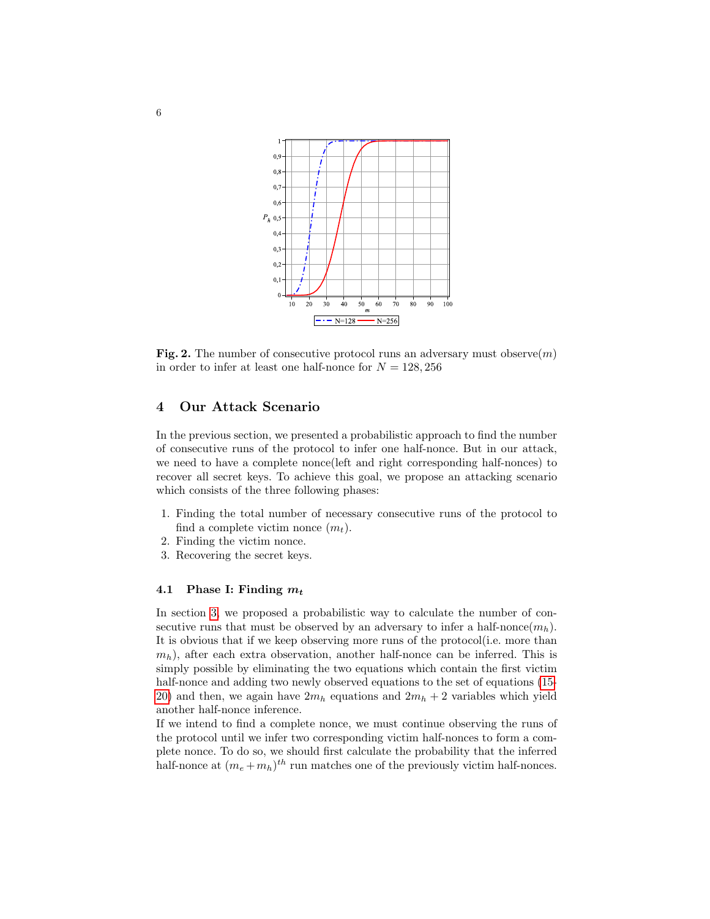**Fig. 2.** The number of consecutive protocol runs an adversary must observe($m$) in order to infer at least one half-nonce for $N = 128, 256$

## 4 Our Attack Scenario

In the previous section, we presented a probabilistic approach to find the number of consecutive runs of the protocol to infer one half-nonce. But in our attack, we need to have a complete nonce(left and right corresponding half-nonces) to recover all secret keys. To achieve this goal, we propose an attacking scenario which consists of the three following phases:

1. Finding the total number of necessary consecutive runs of the protocol to find a complete victim nonce ($m_t$).
2. Finding the victim nonce.
3. Recovering the secret keys.

### 4.1 Phase I: Finding $m_t$

In section 3, we proposed a probabilistic way to calculate the number of consecutive runs that must be observed by an adversary to infer a half-nonce($m_h$). It is obvious that if we keep observing more runs of the protocol(i.e. more than $m_h$), after each extra observation, another half-nonce can be inferred. This is simply possible by eliminating the two equations which contain the first victim half-nonce and adding two newly observed equations to the set of equations (15-20) and then, we again have $2m_h$ equations and $2m_h + 2$ variables which yield another half-nonce inference.

If we intend to find a complete nonce, we must continue observing the runs of the protocol until we infer two corresponding victim half-nonces to form a complete nonce. To do so, we should first calculate the probability that the inferred half-nonce at $(m_e + m_h)^{th}$ run matches one of the previously victim half-nonces.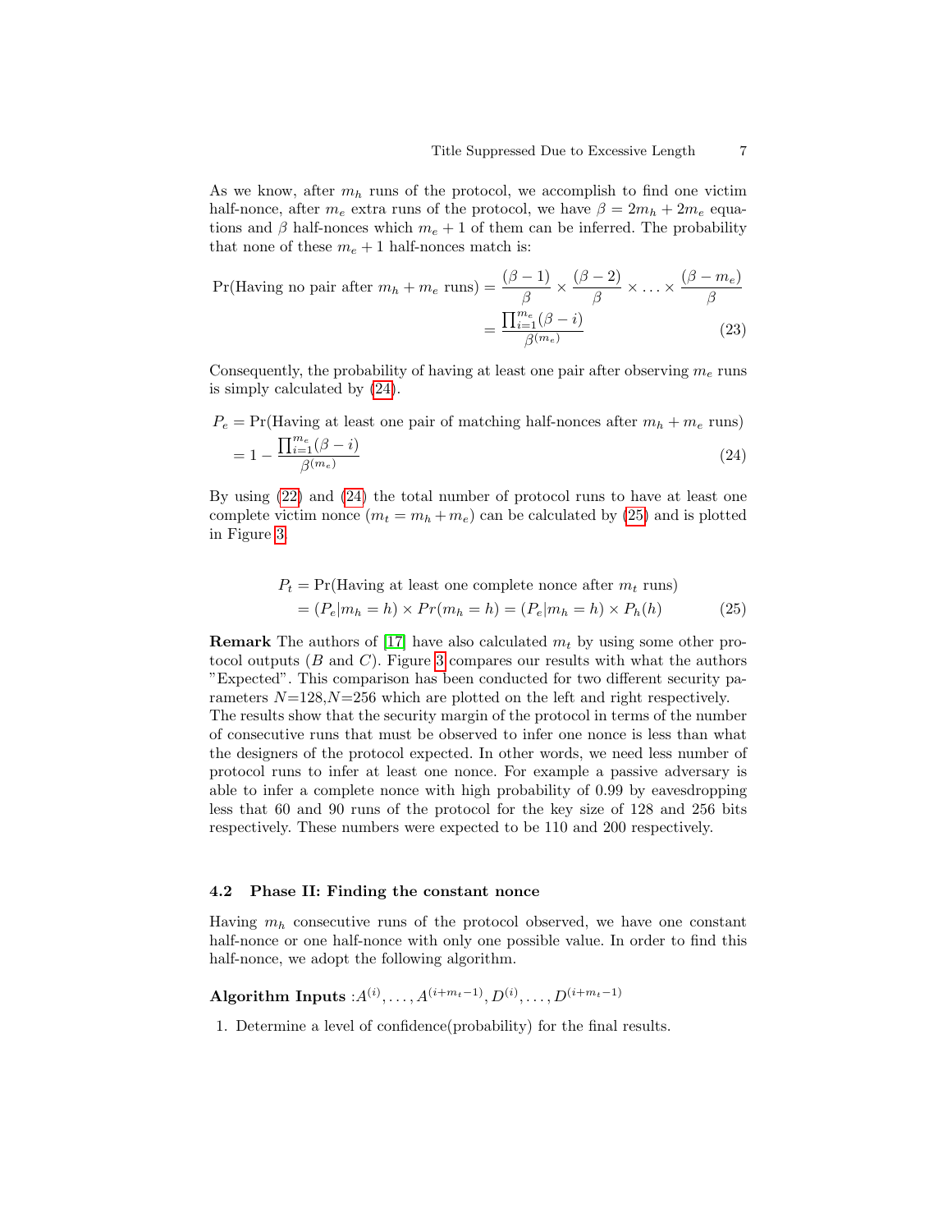As we know, after $m_h$ runs of the protocol, we accomplish to find one victim half-nonce, after $m_e$ extra runs of the protocol, we have $\beta = 2m_h + 2m_e$ equations and $\beta$ half-nonces which $m_e + 1$ of them can be inferred. The probability that none of these $m_e + 1$ half-nonces match is:

$$
\begin{aligned}
\text{Pr(Having no pair after } m_h + m_e \text{ runs)} &= \frac{(\beta-1)}{\beta} \times \frac{(\beta-2)}{\beta} \times \ldots \times \frac{(\beta-m_e)}{\beta} \\
&= \frac{\prod_{i=1}^{m_e}(\beta - i)}{\beta^{(m_e)}}
\end{aligned} \tag{23}
$$

Consequently, the probability of having at least one pair after observing $m_e$ runs is simply calculated by (24).

$$
\begin{aligned}
&P_e = \text{Pr(Having at least one pair of matching half-nonces after } m_h + m_e \text{ runs)} \\
&= 1 - \frac{\prod_{i=1}^{m_e}(\beta - i)}{\beta^{(m_e)}}
\end{aligned} \tag{24}
$$

By using (22) and (24) the total number of protocol runs to have at least one complete victim nonce ($m_t = m_h + m_e$) can be calculated by (25) and is plotted in Figure 3.

$$
\begin{aligned}
P_t &= \text{Pr(Having at least one complete nonce after } m_t \text{ runs)} \\
&= (P_e | m_h = h) \times Pr(m_h = h) = (P_e | m_h = h) \times P_h(h)
\end{aligned} \tag{25}
$$

**Remark** The authors of [17] have also calculated $m_t$ by using some other protocol outputs ($B$ and $C$). Figure 3 compares our results with what the authors "Expected". This comparison has been conducted for two different security parameters $N$=128,$N$=256 which are plotted on the left and right respectively. The results show that the security margin of the protocol in terms of the number of consecutive runs that must be observed to infer one nonce is less than what the designers of the protocol expected. In other words, we need less number of protocol runs to infer at least one nonce. For example a passive adversary is able to infer a complete nonce with high probability of 0.99 by eavesdropping less that 60 and 90 runs of the protocol for the key size of 128 and 256 bits respectively. These numbers were expected to be 110 and 200 respectively.

### 4.2 Phase II: Finding the constant nonce

Having $m_h$ consecutive runs of the protocol observed, we have one constant half-nonce or one half-nonce with only one possible value. In order to find this half-nonce, we adopt the following algorithm.

**Algorithm Inputs** :$A^{(i)}, \ldots, A^{(i+m_t-1)}, D^{(i)}, \ldots, D^{(i+m_t-1)}$

1. Determine a level of confidence(probability) for the final results.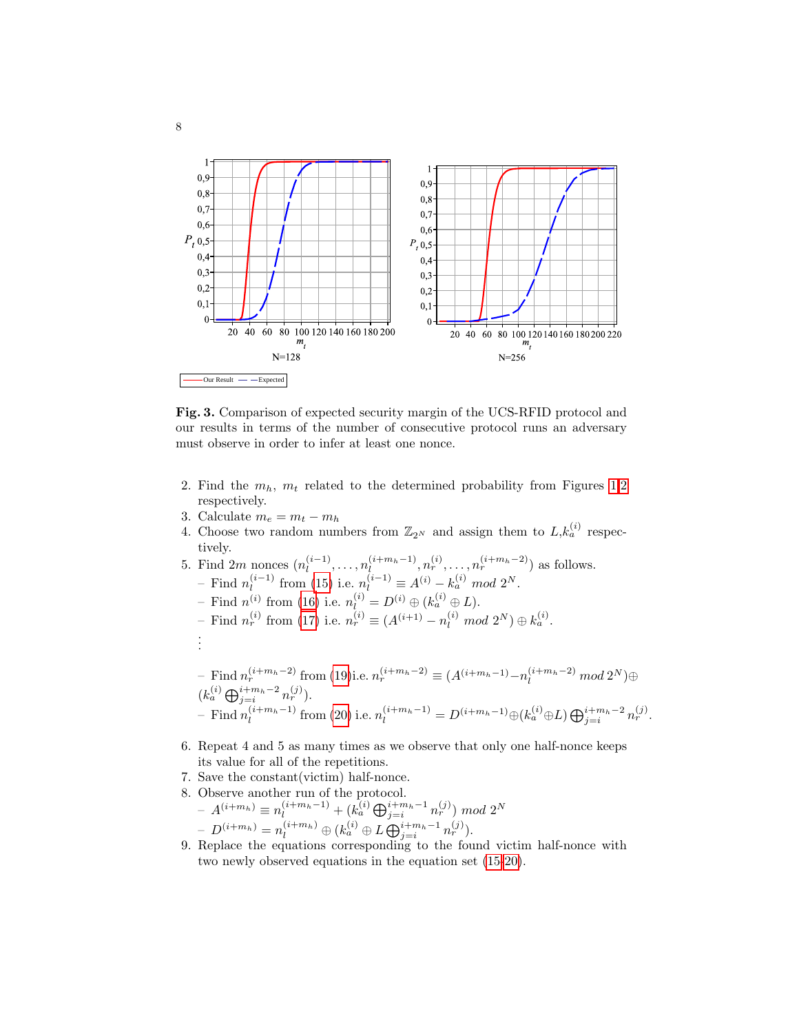**Fig. 3.** Comparison of expected security margin of the UCS-RFID protocol and our results in terms of the number of consecutive protocol runs an adversary must observe in order to infer at least one nonce.

2. Find the $m_h$, $m_t$ related to the determined probability from Figures 1,2 respectively.
3. Calculate $m_e = m_t - m_h$
4. Choose two random numbers from $\mathbb{Z}_{2^N}$ and assign them to $L$,$k_a^{(i)}$ respectively.
5. Find $2m$ nonces $(n_l^{(i-1)}, \ldots, n_l^{(i+m_h-1)}, n_r^{(i)}, \ldots, n_r^{(i+m_h-2)})$ as follows.
   - Find $n_l^{(i-1)}$ from (15) i.e. $n_l^{(i-1)} \equiv A^{(i)} - k_a^{(i)} \ mod \ 2^N$.
   - Find $n^{(i)}$ from (16) i.e. $n_l^{(i)} = D^{(i)} \oplus (k_a^{(i)} \oplus L)$.
   - Find $n_r^{(i)}$ from (17) i.e. $n_r^{(i)} \equiv (A^{(i+1)} - n_l^{(i)} \ mod \ 2^N) \oplus k_a^{(i)}$.

     $\vdots$

   - Find $n_r^{(i+m_h-2)}$ from (19)i.e. $n_r^{(i+m_h-2)} \equiv (A^{(i+m_h-1)} - n_l^{(i+m_h-2)} \ mod \ 2^N) \oplus (k_a^{(i)} \bigoplus_{j=i}^{i+m_h-2} n_r^{(j)})$.
   - Find $n_l^{(i+m_h-1)}$ from (20) i.e. $n_l^{(i+m_h-1)} = D^{(i+m_h-1)} \oplus (k_a^{(i)} \oplus L) \bigoplus_{j=i}^{i+m_h-2} n_r^{(j)}$.
6. Repeat 4 and 5 as many times as we observe that only one half-nonce keeps its value for all of the repetitions.
7. Save the constant(victim) half-nonce.
8. Observe another run of the protocol.
   - $A^{(i+m_h)} \equiv n_l^{(i+m_h-1)} + (k_a^{(i)} \bigoplus_{j=i}^{i+m_h-1} n_r^{(j)}) \ mod \ 2^N$
   - $D^{(i+m_h)} = n_l^{(i+m_h)} \oplus (k_a^{(i)} \oplus L \bigoplus_{j=i}^{i+m_h-1} n_r^{(j)})$.
9. Replace the equations corresponding to the found victim half-nonce with two newly observed equations in the equation set (15-20).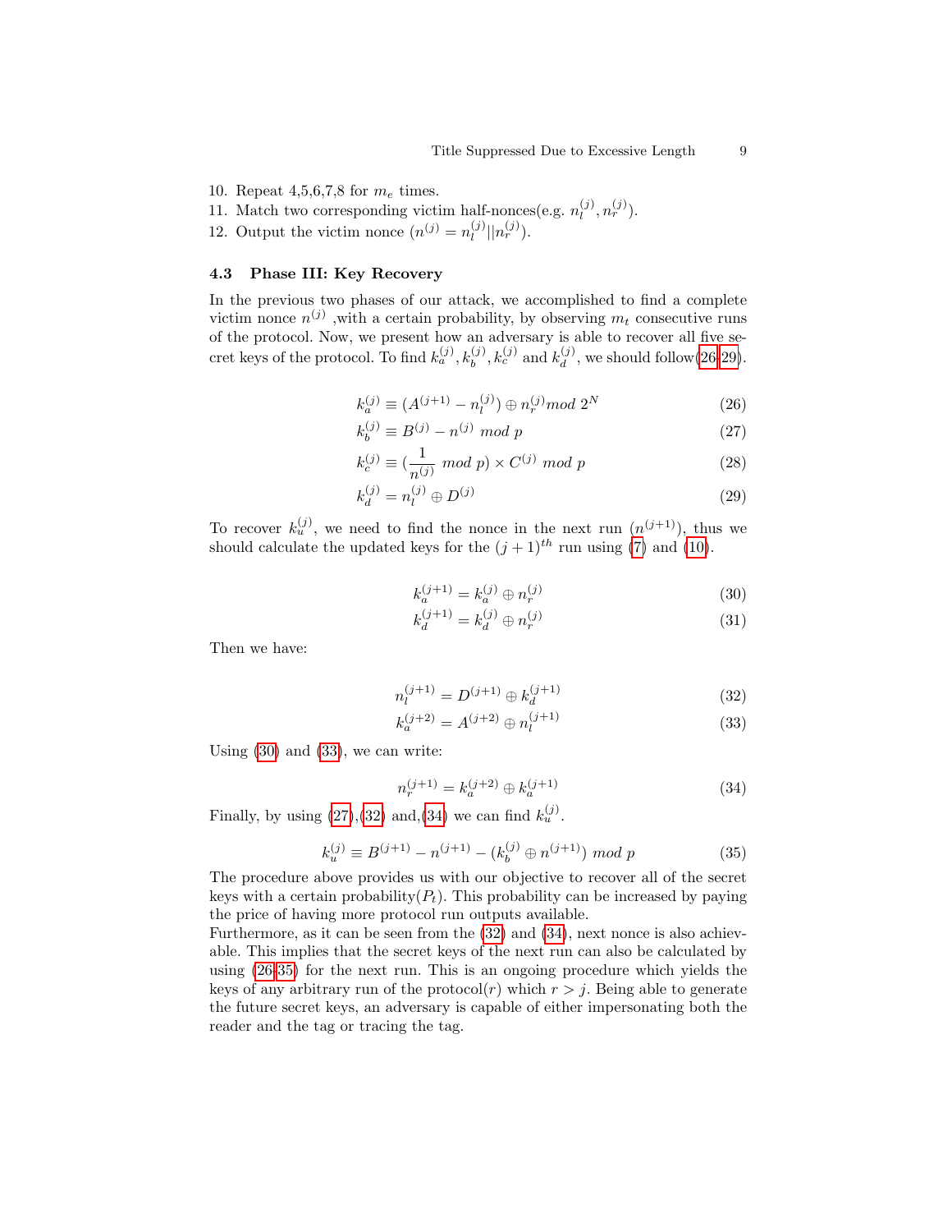10. Repeat 4,5,6,7,8 for $m_e$ times.
11. Match two corresponding victim half-nonces(e.g. $n_l^{(j)}, n_r^{(j)}$).
12. Output the victim nonce ($n^{(j)} = n_l^{(j)} || n_r^{(j)}$).

### 4.3 Phase III: Key Recovery

In the previous two phases of our attack, we accomplished to find a complete victim nonce $n^{(j)}$ ,with a certain probability, by observing $m_t$ consecutive runs of the protocol. Now, we present how an adversary is able to recover all five secret keys of the protocol. To find $k_a^{(j)}, k_b^{(j)}, k_c^{(j)}$ and $k_d^{(j)}$, we should follow(26-29).

$$k_a^{(j)} \equiv (A^{(j+1)} - n_l^{(j)}) \oplus n_r^{(j)} mod\ 2^N \tag{26}$$

$$k_b^{(j)} \equiv B^{(j)} - n^{(j)}\ mod\ p \tag{27}$$

$$k_c^{(j)} \equiv (\frac{1}{n^{(j)}}\ mod\ p) \times C^{(j)}\ mod\ p \tag{28}$$

$$k_d^{(j)} = n_l^{(j)} \oplus D^{(j)} \tag{29}$$

To recover $k_u^{(j)}$, we need to find the nonce in the next run ($n^{(j+1)}$), thus we should calculate the updated keys for the $(j+1)^{th}$ run using (7) and (10).

$$k_a^{(j+1)} = k_a^{(j)} \oplus n_r^{(j)} \tag{30}$$

$$k_d^{(j+1)} = k_d^{(j)} \oplus n_r^{(j)} \tag{31}$$

Then we have:

$$n_l^{(j+1)} = D^{(j+1)} \oplus k_d^{(j+1)} \tag{32}$$

$$k_a^{(j+2)} = A^{(j+2)} \oplus n_l^{(j+1)} \tag{33}$$

Using (30) and (33), we can write:

$$n_r^{(j+1)} = k_a^{(j+2)} \oplus k_a^{(j+1)} \tag{34}$$

Finally, by using (27),(32) and,(34) we can find $k_u^{(j)}$.

$$k_u^{(j)} \equiv B^{(j+1)} - n^{(j+1)} - (k_b^{(j)} \oplus n^{(j+1)})\ mod\ p \tag{35}$$

The procedure above provides us with our objective to recover all of the secret keys with a certain probability($P_t$). This probability can be increased by paying the price of having more protocol run outputs available.

Furthermore, as it can be seen from the (32) and (34), next nonce is also achievable. This implies that the secret keys of the next run can also be calculated by using (26-35) for the next run. This is an ongoing procedure which yields the keys of any arbitrary run of the protocol($r$) which $r > j$. Being able to generate the future secret keys, an adversary is capable of either impersonating both the reader and the tag or tracing the tag.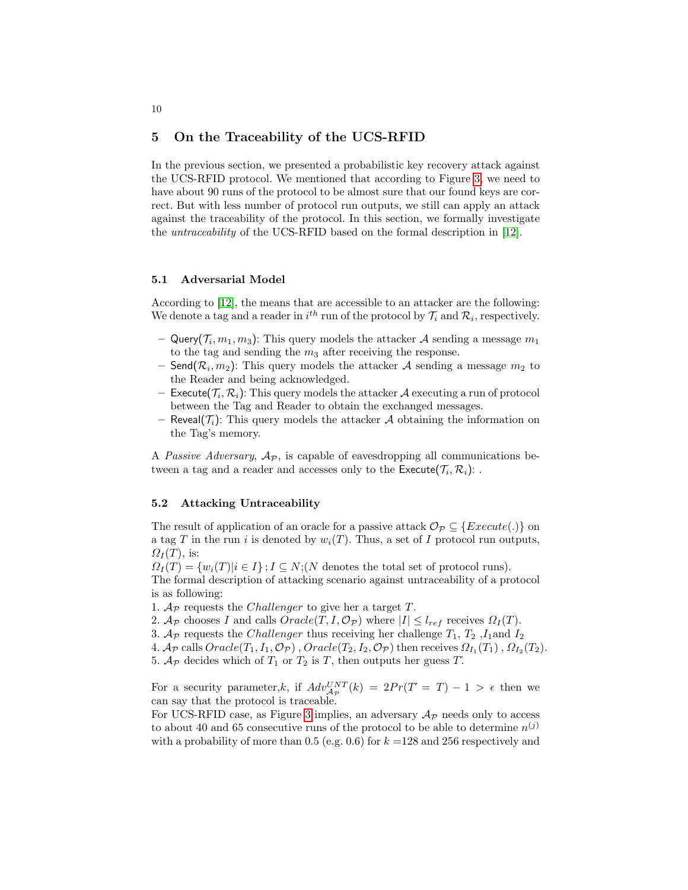## 5 On the Traceability of the UCS-RFID

In the previous section, we presented a probabilistic key recovery attack against the UCS-RFID protocol. We mentioned that according to Figure 3, we need to have about 90 runs of the protocol to be almost sure that our found keys are correct. But with less number of protocol run outputs, we still can apply an attack against the traceability of the protocol. In this section, we formally investigate the *untraceability* of the UCS-RFID based on the formal description in [12].

### 5.1 Adversarial Model

According to [12], the means that are accessible to an attacker are the following: We denote a tag and a reader in $i^{th}$ run of the protocol by $\mathcal{T}_i$ and $\mathcal{R}_i$, respectively.

- $\mathsf{Query}(\mathcal{T}_i, m_1, m_3)$: This query models the attacker $\mathcal{A}$ sending a message $m_1$ to the tag and sending the $m_3$ after receiving the response.
- $\mathsf{Send}(\mathcal{R}_i, m_2)$: This query models the attacker $\mathcal{A}$ sending a message $m_2$ to the Reader and being acknowledged.
- $\mathsf{Execute}(\mathcal{T}_i, \mathcal{R}_i)$: This query models the attacker $\mathcal{A}$ executing a run of protocol between the Tag and Reader to obtain the exchanged messages.
- $\mathsf{Reveal}(\mathcal{T}_i)$: This query models the attacker $\mathcal{A}$ obtaining the information on the Tag's memory.

A *Passive Adversary*, $\mathcal{A}_{\mathcal{P}}$, is capable of eavesdropping all communications between a tag and a reader and accesses only to the $\mathsf{Execute}(\mathcal{T}_i, \mathcal{R}_i)$: .

### 5.2 Attacking Untraceability

The result of application of an oracle for a passive attack $\mathcal{O}_{\mathcal{P}} \subseteq \{Execute(.)\}$ on a tag $T$ in the run $i$ is denoted by $w_i(T)$. Thus, a set of $I$ protocol run outputs, $\Omega_I(T)$, is:
$\Omega_I(T) = \{w_i(T) | i \in I\}\,; I \subseteq N$;($N$ denotes the total set of protocol runs).
The formal description of attacking scenario against untraceability of a protocol is as following:
1. $\mathcal{A}_{\mathcal{P}}$ requests the *Challenger* to give her a target $T$.
2. $\mathcal{A}_{\mathcal{P}}$ chooses $I$ and calls $Oracle(T, I, \mathcal{O}_{\mathcal{P}})$ where $|I| \leq l_{ref}$ receives $\Omega_I(T)$.
3. $\mathcal{A}_{\mathcal{P}}$ requests the *Challenger* thus receiving her challenge $T_1$, $T_2$ ,$I_1$and $I_2$
4. $\mathcal{A}_{\mathcal{P}}$ calls $Oracle(T_1, I_1, \mathcal{O}_{\mathcal{P}})$ , $Oracle(T_2, I_2, \mathcal{O}_{\mathcal{P}})$ then receives $\Omega_{I_1}(T_1)$ , $\Omega_{I_2}(T_2)$.
5. $\mathcal{A}_{\mathcal{P}}$ decides which of $T_1$ or $T_2$ is $T$, then outputs her guess $T'$.

For a security parameter,$k$, if $Adv^{UNT}_{\mathcal{A}_{\mathcal{P}}}(k) = 2Pr(T' = T) - 1 > \epsilon$ then we can say that the protocol is traceable.
For UCS-RFID case, as Figure 3 implies, an adversary $\mathcal{A}_{\mathcal{P}}$ needs only to access to about 40 and 65 consecutive runs of the protocol to be able to determine $n^{(j)}$ with a probability of more than 0.5 (e.g. 0.6) for $k$ =128 and 256 respectively and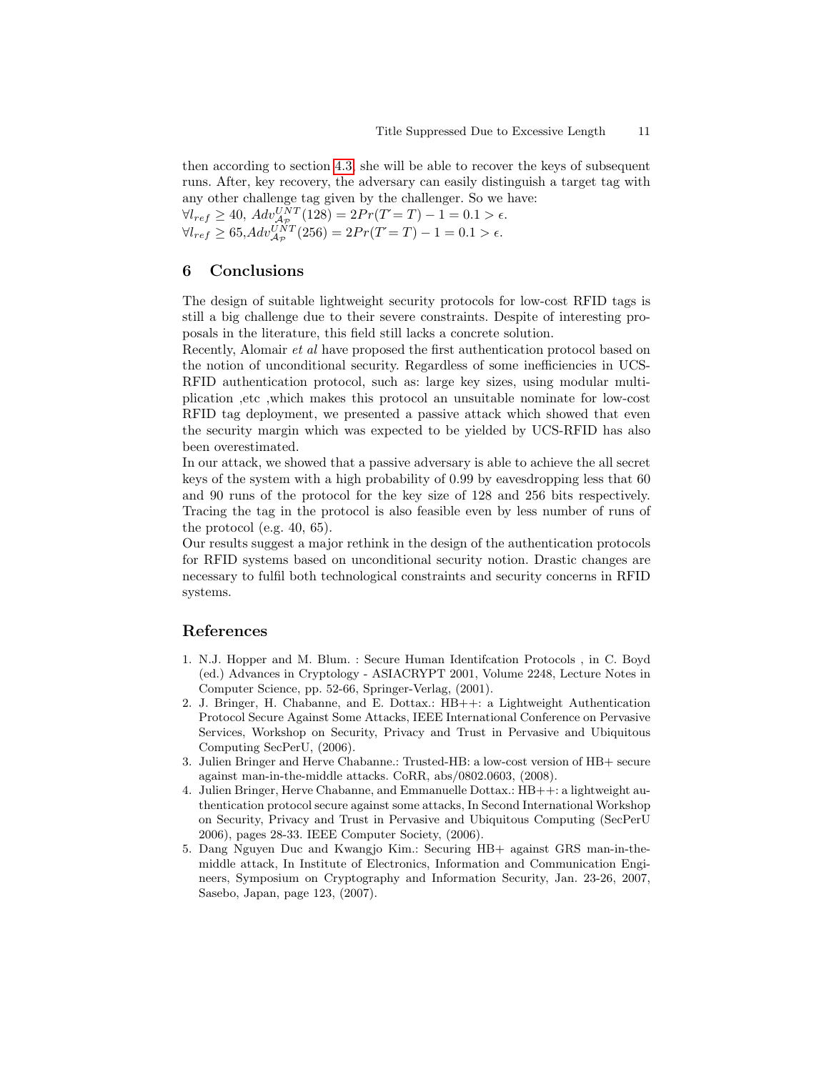then according to section 4.3, she will be able to recover the keys of subsequent runs. After, key recovery, the adversary can easily distinguish a target tag with any other challenge tag given by the challenger. So we have:

$\forall l_{ref} \geq 40$, $Adv_{\mathcal{A}_{\mathcal{P}}}^{UNT}(128) = 2Pr(T' = T) - 1 = 0.1 > \epsilon$.

$\forall l_{ref} \geq 65, Adv_{\mathcal{A}_{\mathcal{P}}}^{UNT}(256) = 2Pr(T' = T) - 1 = 0.1 > \epsilon$.

## 6 Conclusions

The design of suitable lightweight security protocols for low-cost RFID tags is still a big challenge due to their severe constraints. Despite of interesting proposals in the literature, this field still lacks a concrete solution.

Recently, Alomair *et al* have proposed the first authentication protocol based on the notion of unconditional security. Regardless of some inefficiencies in UCS-RFID authentication protocol, such as: large key sizes, using modular multiplication ,etc ,which makes this protocol an unsuitable nominate for low-cost RFID tag deployment, we presented a passive attack which showed that even the security margin which was expected to be yielded by UCS-RFID has also been overestimated.

In our attack, we showed that a passive adversary is able to achieve the all secret keys of the system with a high probability of 0.99 by eavesdropping less that 60 and 90 runs of the protocol for the key size of 128 and 256 bits respectively. Tracing the tag in the protocol is also feasible even by less number of runs of the protocol (e.g. 40, 65).

Our results suggest a major rethink in the design of the authentication protocols for RFID systems based on unconditional security notion. Drastic changes are necessary to fulfil both technological constraints and security concerns in RFID systems.

## References

1. N.J. Hopper and M. Blum. : Secure Human Identifcation Protocols , in C. Boyd (ed.) Advances in Cryptology - ASIACRYPT 2001, Volume 2248, Lecture Notes in Computer Science, pp. 52-66, Springer-Verlag, (2001).
2. J. Bringer, H. Chabanne, and E. Dottax.: HB++: a Lightweight Authentication Protocol Secure Against Some Attacks, IEEE International Conference on Pervasive Services, Workshop on Security, Privacy and Trust in Pervasive and Ubiquitous Computing SecPerU, (2006).
3. Julien Bringer and Herve Chabanne.: Trusted-HB: a low-cost version of HB+ secure against man-in-the-middle attacks. CoRR, abs/0802.0603, (2008).
4. Julien Bringer, Herve Chabanne, and Emmanuelle Dottax.: HB++: a lightweight authentication protocol secure against some attacks, In Second International Workshop on Security, Privacy and Trust in Pervasive and Ubiquitous Computing (SecPerU 2006), pages 28-33. IEEE Computer Society, (2006).
5. Dang Nguyen Duc and Kwangjo Kim.: Securing HB+ against GRS man-in-the-middle attack, In Institute of Electronics, Information and Communication Engineers, Symposium on Cryptography and Information Security, Jan. 23-26, 2007, Sasebo, Japan, page 123, (2007).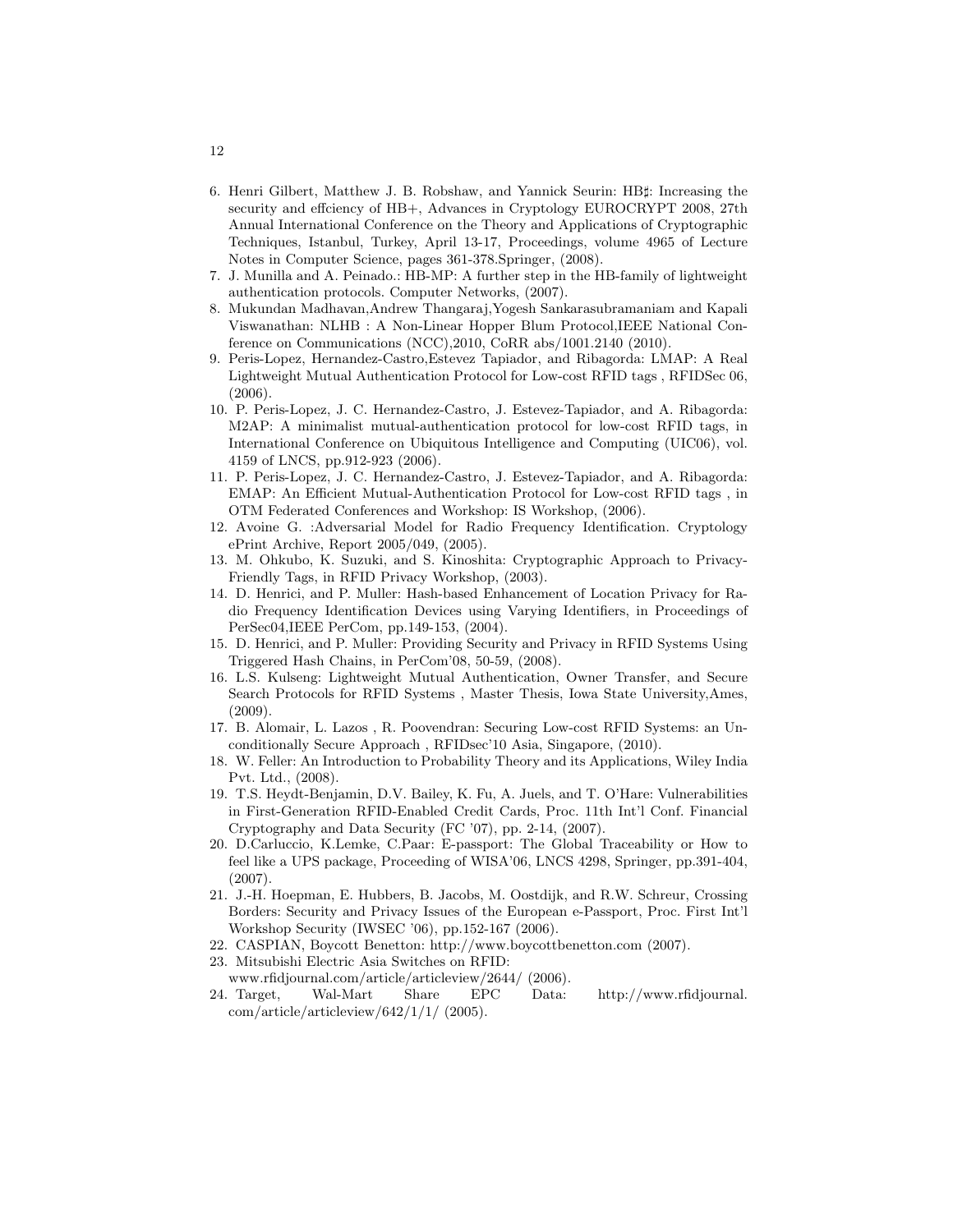6. Henri Gilbert, Matthew J. B. Robshaw, and Yannick Seurin: HB♯: Increasing the security and effciency of HB+, Advances in Cryptology EUROCRYPT 2008, 27th Annual International Conference on the Theory and Applications of Cryptographic Techniques, Istanbul, Turkey, April 13-17, Proceedings, volume 4965 of Lecture Notes in Computer Science, pages 361-378.Springer, (2008).
7. J. Munilla and A. Peinado.: HB-MP: A further step in the HB-family of lightweight authentication protocols. Computer Networks, (2007).
8. Mukundan Madhavan,Andrew Thangaraj,Yogesh Sankarasubramaniam and Kapali Viswanathan: NLHB : A Non-Linear Hopper Blum Protocol,IEEE National Conference on Communications (NCC),2010, CoRR abs/1001.2140 (2010).
9. Peris-Lopez, Hernandez-Castro,Estevez Tapiador, and Ribagorda: LMAP: A Real Lightweight Mutual Authentication Protocol for Low-cost RFID tags , RFIDSec 06, (2006).
10. P. Peris-Lopez, J. C. Hernandez-Castro, J. Estevez-Tapiador, and A. Ribagorda: M2AP: A minimalist mutual-authentication protocol for low-cost RFID tags, in International Conference on Ubiquitous Intelligence and Computing (UIC06), vol. 4159 of LNCS, pp.912-923 (2006).
11. P. Peris-Lopez, J. C. Hernandez-Castro, J. Estevez-Tapiador, and A. Ribagorda: EMAP: An Efficient Mutual-Authentication Protocol for Low-cost RFID tags , in OTM Federated Conferences and Workshop: IS Workshop, (2006).
12. Avoine G. :Adversarial Model for Radio Frequency Identification. Cryptology ePrint Archive, Report 2005/049, (2005).
13. M. Ohkubo, K. Suzuki, and S. Kinoshita: Cryptographic Approach to Privacy-Friendly Tags, in RFID Privacy Workshop, (2003).
14. D. Henrici, and P. Muller: Hash-based Enhancement of Location Privacy for Radio Frequency Identification Devices using Varying Identifiers, in Proceedings of PerSec04,IEEE PerCom, pp.149-153, (2004).
15. D. Henrici, and P. Muller: Providing Security and Privacy in RFID Systems Using Triggered Hash Chains, in PerCom'08, 50-59, (2008).
16. L.S. Kulseng: Lightweight Mutual Authentication, Owner Transfer, and Secure Search Protocols for RFID Systems , Master Thesis, Iowa State University,Ames, (2009).
17. B. Alomair, L. Lazos , R. Poovendran: Securing Low-cost RFID Systems: an Unconditionally Secure Approach , RFIDsec'10 Asia, Singapore, (2010).
18. W. Feller: An Introduction to Probability Theory and its Applications, Wiley India Pvt. Ltd., (2008).
19. T.S. Heydt-Benjamin, D.V. Bailey, K. Fu, A. Juels, and T. O'Hare: Vulnerabilities in First-Generation RFID-Enabled Credit Cards, Proc. 11th Int'l Conf. Financial Cryptography and Data Security (FC '07), pp. 2-14, (2007).
20. D.Carluccio, K.Lemke, C.Paar: E-passport: The Global Traceability or How to feel like a UPS package, Proceeding of WISA'06, LNCS 4298, Springer, pp.391-404, (2007).
21. J.-H. Hoepman, E. Hubbers, B. Jacobs, M. Oostdijk, and R.W. Schreur, Crossing Borders: Security and Privacy Issues of the European e-Passport, Proc. First Int'l Workshop Security (IWSEC '06), pp.152-167 (2006).
22. CASPIAN, Boycott Benetton: http://www.boycottbenetton.com (2007).
23. Mitsubishi Electric Asia Switches on RFID: www.rfidjournal.com/article/articleview/2644/ (2006).
24. Target, Wal-Mart Share EPC Data: http://www.rfidjournal.com/article/articleview/642/1/1/ (2005).